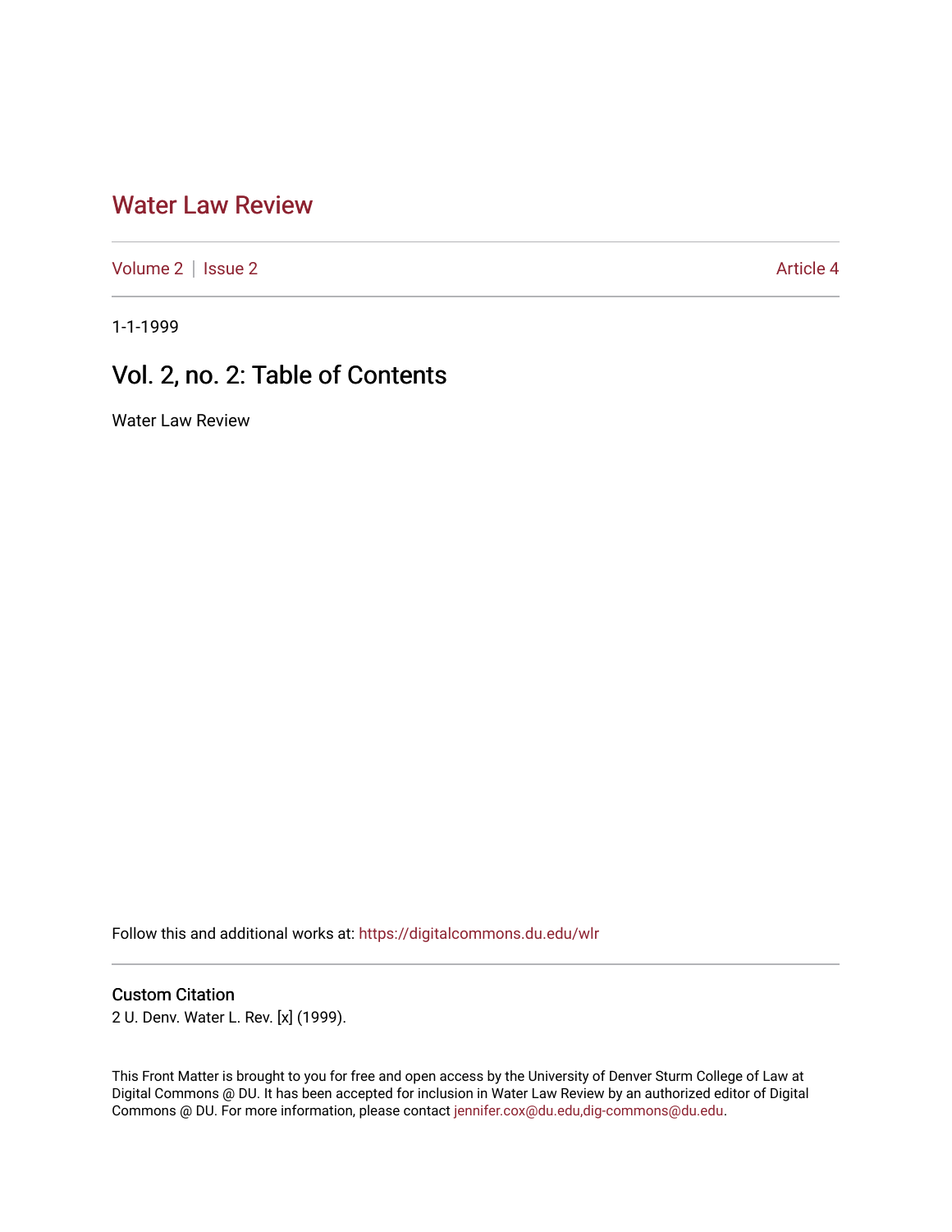# Water Law Review

Volume 2 | Issue 2 Article 4

1-1-1999

## Vol. 2, no. 2: Table of Contents

Water Law Review

Follow this and additional works at: https://digitalcommons.du.edu/wlr

### Custom Citation

2 U. Denv. Water L. Rev. [x] (1999).

This Front Matter is brought to you for free and open access by the University of Denver Sturm College of Law at Digital Commons @ DU. It has been accepted for inclusion in Water Law Review by an authorized editor of Digital Commons @ DU. For more information, please contact jennifer.cox@du.edu,dig-commons@du.edu.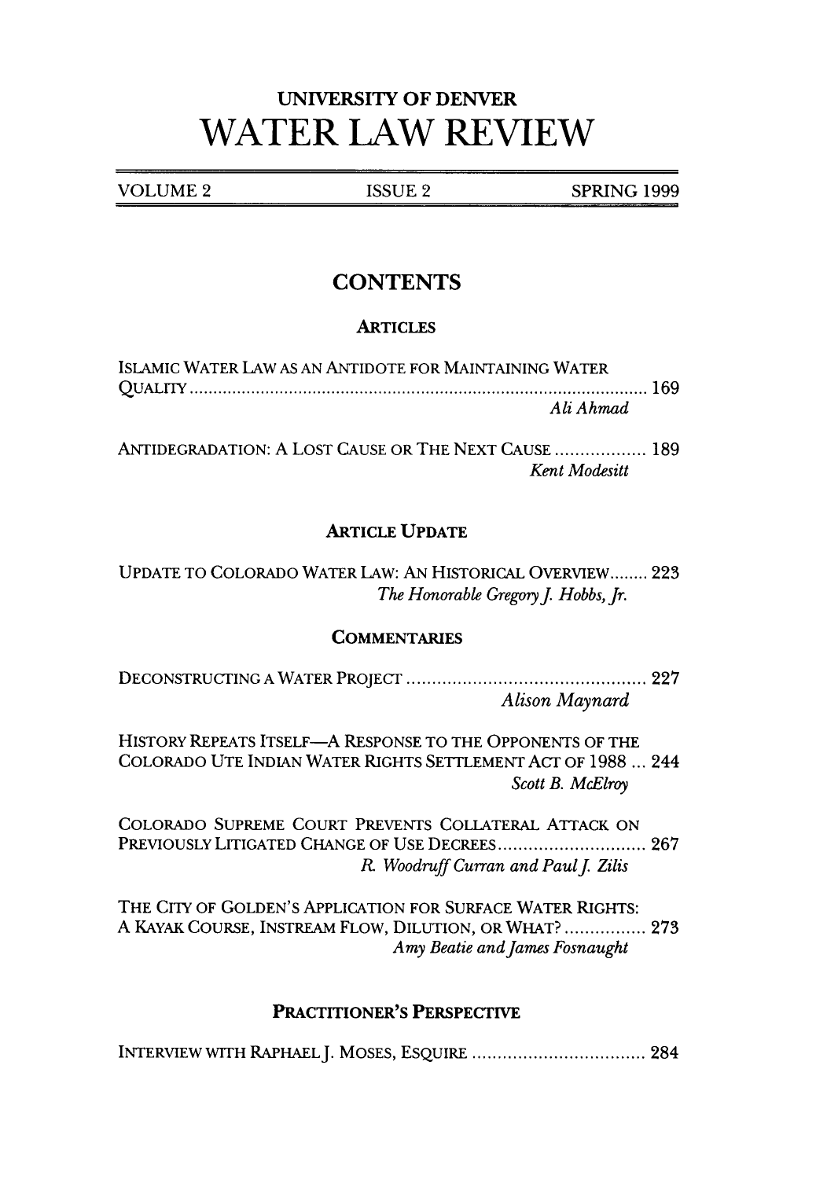# UNIVERSITY OF DENVER

# WATER LAW REVIEW

VOLUME 2 | ISSUE 2 | SPRING 1999

## CONTENTS

### ARTICLES

ISLAMIC WATER LAW AS AN ANTIDOTE FOR MAINTAINING WATER QUALITY ..... 169
*Ali Ahmad*

ANTIDEGRADATION: A LOST CAUSE OR THE NEXT CAUSE ..... 189
*Kent Modesitt*

### ARTICLE UPDATE

UPDATE TO COLORADO WATER LAW: AN HISTORICAL OVERVIEW ..... 223
*The Honorable Gregory J. Hobbs, Jr.*

### COMMENTARIES

DECONSTRUCTING A WATER PROJECT ..... 227
*Alison Maynard*

HISTORY REPEATS ITSELF—A RESPONSE TO THE OPPONENTS OF THE COLORADO UTE INDIAN WATER RIGHTS SETTLEMENT ACT OF 1988 ... 244
*Scott B. McElroy*

COLORADO SUPREME COURT PREVENTS COLLATERAL ATTACK ON PREVIOUSLY LITIGATED CHANGE OF USE DECREES ..... 267
*R. Woodruff Curran and Paul J. Zilis*

THE CITY OF GOLDEN'S APPLICATION FOR SURFACE WATER RIGHTS: A KAYAK COURSE, INSTREAM FLOW, DILUTION, OR WHAT? ..... 273
*Amy Beatie and James Fosnaught*

### PRACTITIONER'S PERSPECTIVE

INTERVIEW WITH RAPHAEL J. MOSES, ESQUIRE ..... 284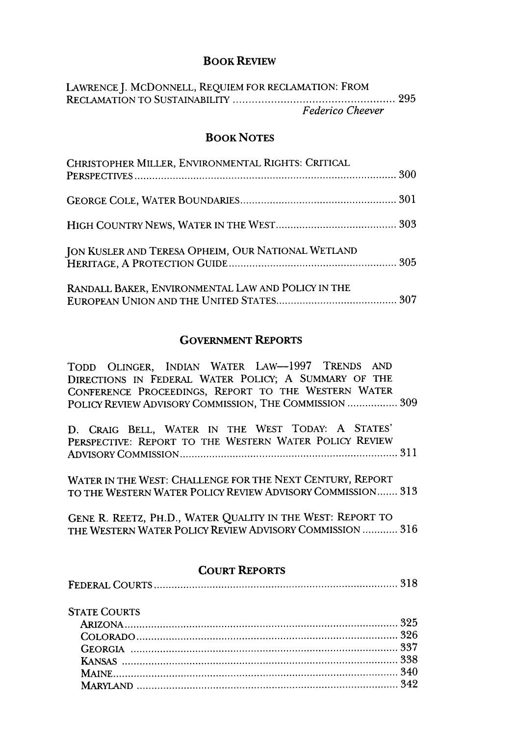## BOOK REVIEW

LAWRENCE J. MCDONNELL, REQUIEM FOR RECLAMATION: FROM RECLAMATION TO SUSTAINABILITY ..................................................... 295
*Federico Cheever*

## BOOK NOTES

CHRISTOPHER MILLER, ENVIRONMENTAL RIGHTS: CRITICAL PERSPECTIVES ......................................................................................... 300

GEORGE COLE, WATER BOUNDARIES ..................................................... 301

HIGH COUNTRY NEWS, WATER IN THE WEST ......................................... 303

JON KUSLER AND TERESA OPHEIM, OUR NATIONAL WETLAND HERITAGE, A PROTECTION GUIDE .......................................................... 305

RANDALL BAKER, ENVIRONMENTAL LAW AND POLICY IN THE EUROPEAN UNION AND THE UNITED STATES ......................................... 307

## GOVERNMENT REPORTS

TODD OLINGER, INDIAN WATER LAW—1997 TRENDS AND DIRECTIONS IN FEDERAL WATER POLICY; A SUMMARY OF THE CONFERENCE PROCEEDINGS, REPORT TO THE WESTERN WATER POLICY REVIEW ADVISORY COMMISSION, THE COMMISSION ................. 309

D. CRAIG BELL, WATER IN THE WEST TODAY: A STATES' PERSPECTIVE: REPORT TO THE WESTERN WATER POLICY REVIEW ADVISORY COMMISSION .......................................................................... 311

WATER IN THE WEST: CHALLENGE FOR THE NEXT CENTURY, REPORT TO THE WESTERN WATER POLICY REVIEW ADVISORY COMMISSION ....... 313

GENE R. REETZ, PH.D., WATER QUALITY IN THE WEST: REPORT TO THE WESTERN WATER POLICY REVIEW ADVISORY COMMISSION ............ 316

## COURT REPORTS

FEDERAL COURTS .................................................................................... 318

STATE COURTS
- ARIZONA ............................................................................................. 325
- COLORADO ......................................................................................... 326
- GEORGIA ........................................................................................... 337
- KANSAS .............................................................................................. 338
- MAINE ................................................................................................. 340
- MARYLAND ......................................................................................... 342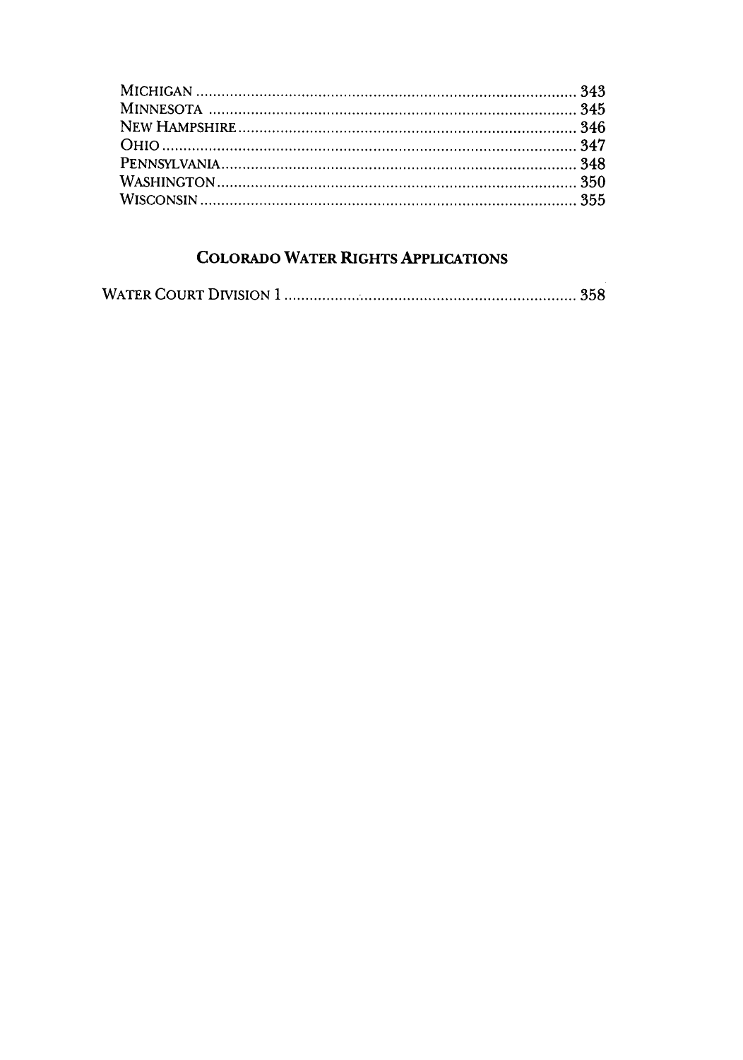MICHIGAN .......................................................................................... 343
MINNESOTA ...................................................................................... 345
NEW HAMPSHIRE ............................................................................... 346
OHIO .................................................................................................. 347
PENNSYLVANIA .................................................................................. 348
WASHINGTON .................................................................................... 350
WISCONSIN ........................................................................................ 355

## COLORADO WATER RIGHTS APPLICATIONS

WATER COURT DIVISION 1 ..................................................................... 358